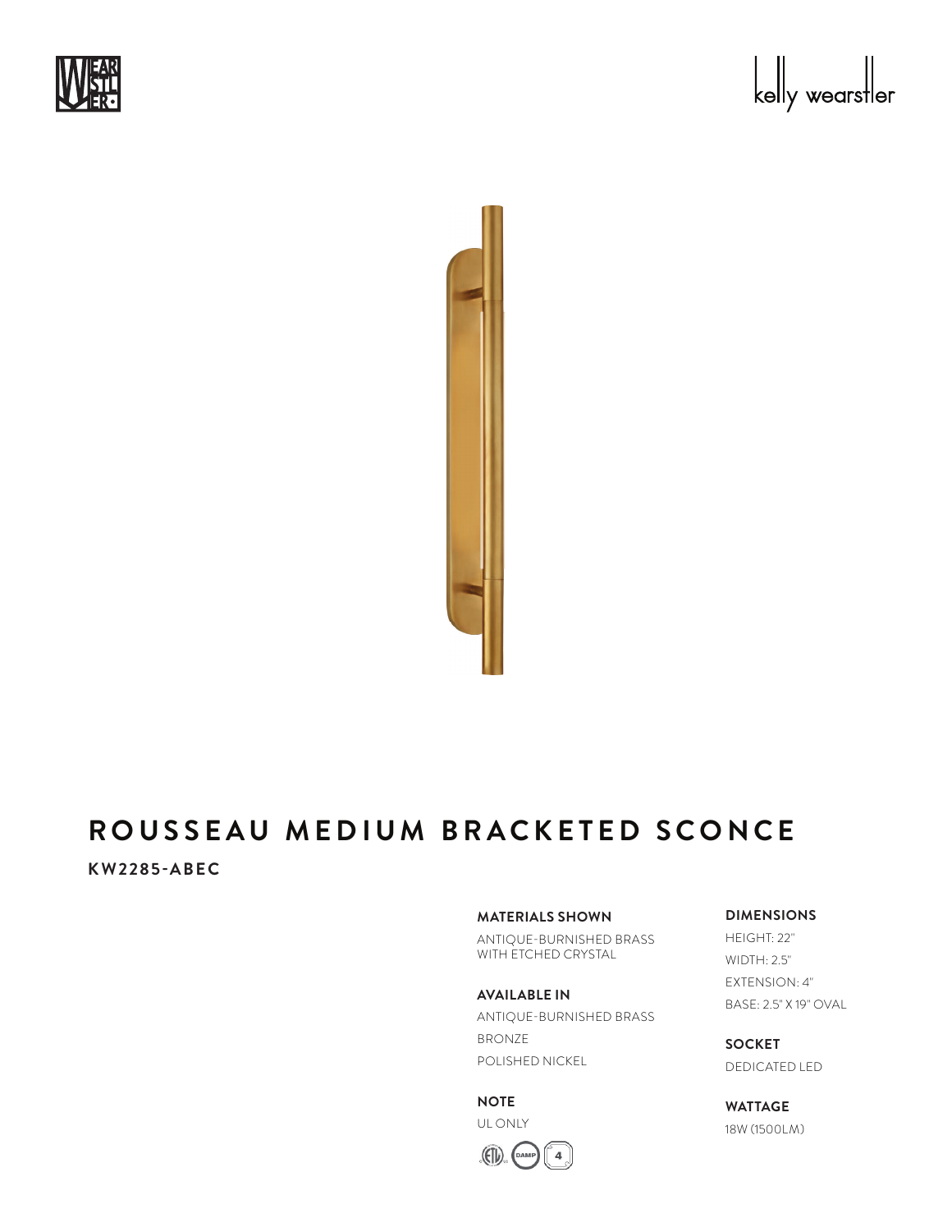# ROUSSEAU MEDIUM BRACKETED SCONCE

**KW2285-ABEC**

**MATERIALS SHOWN**

ANTIQUE-BURNISHED BRASS WITH ETCHED CRYSTAL

**AVAILABLE IN**

ANTIQUE-BURNISHED BRASS

BRONZE

POLISHED NICKEL

**NOTE**

UL ONLY

**DIMENSIONS**

HEIGHT: 22"

WIDTH: 2.5"

EXTENSION: 4"

BASE: 2.5" X 19" OVAL

**SOCKET**

DEDICATED LED

**WATTAGE**

18W (1500LM)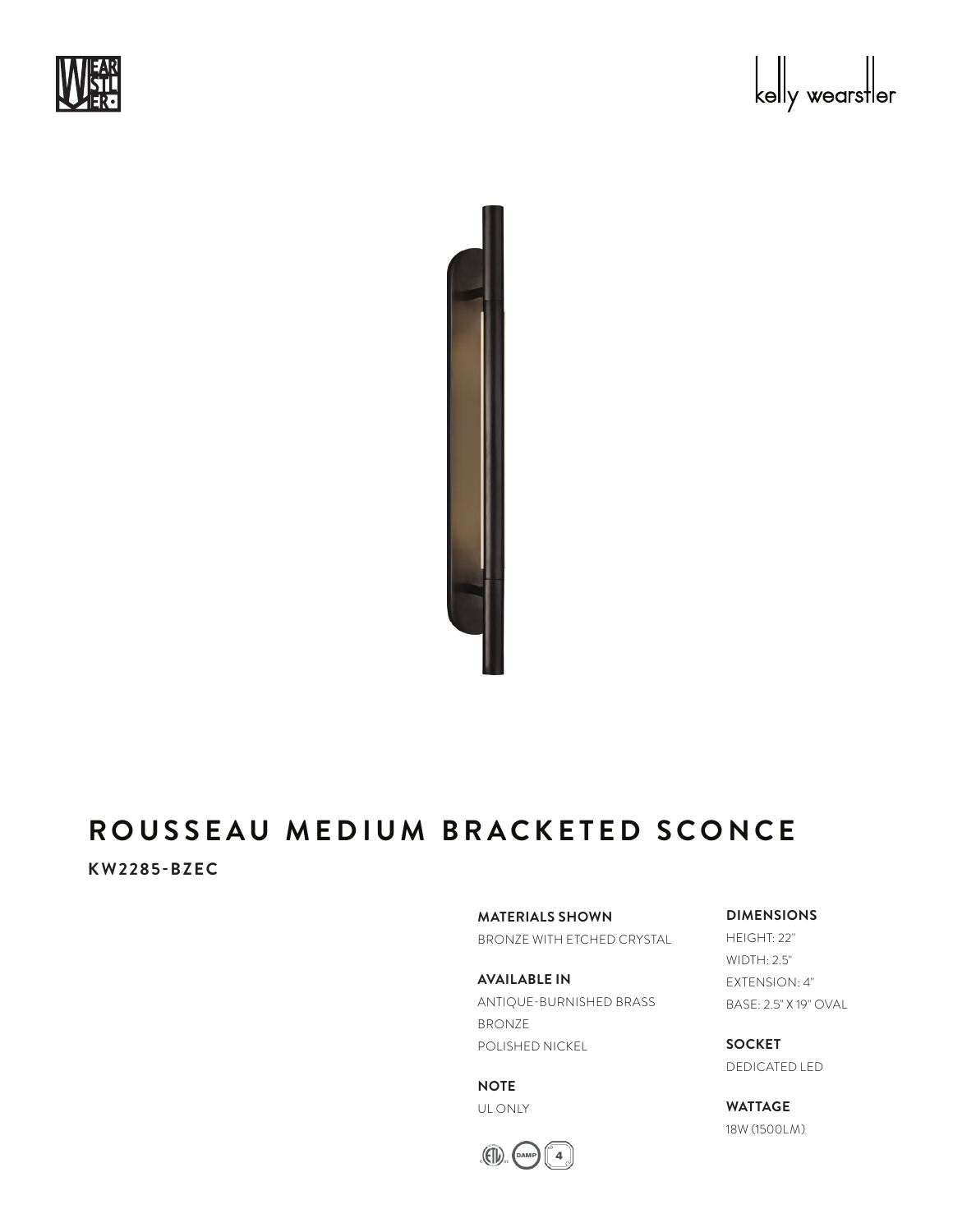# ROUSSEAU MEDIUM BRACKETED SCONCE

**KW2285-BZEC**

**MATERIALS SHOWN**
BRONZE WITH ETCHED CRYSTAL

**AVAILABLE IN**
ANTIQUE-BURNISHED BRASS
BRONZE
POLISHED NICKEL

**NOTE**
UL ONLY

**DIMENSIONS**
HEIGHT: 22"
WIDTH: 2.5"
EXTENSION: 4"
BASE: 2.5" X 19" OVAL

**SOCKET**
DEDICATED LED

**WATTAGE**
18W (1500LM)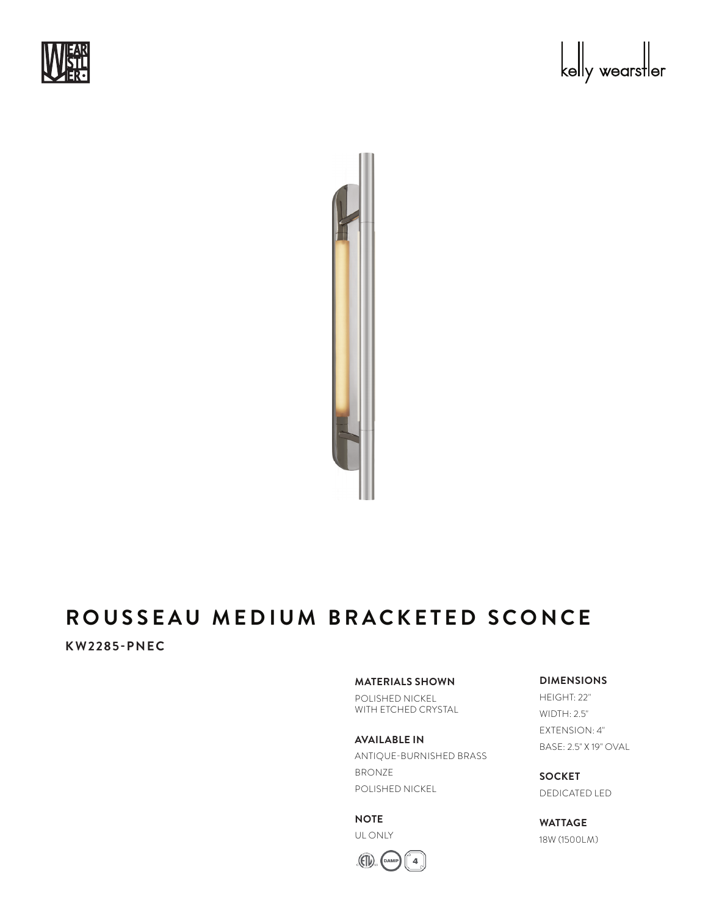kelly wearstler

# ROUSSEAU MEDIUM BRACKETED SCONCE

**KW2285-PNEC**

**MATERIALS SHOWN**

POLISHED NICKEL
WITH ETCHED CRYSTAL

**AVAILABLE IN**

ANTIQUE-BURNISHED BRASS

BRONZE

POLISHED NICKEL

**NOTE**

UL ONLY

**DIMENSIONS**

HEIGHT: 22"

WIDTH: 2.5"

EXTENSION: 4"

BASE: 2.5" X 19" OVAL

**SOCKET**

DEDICATED LED

**WATTAGE**

18W (1500LM)